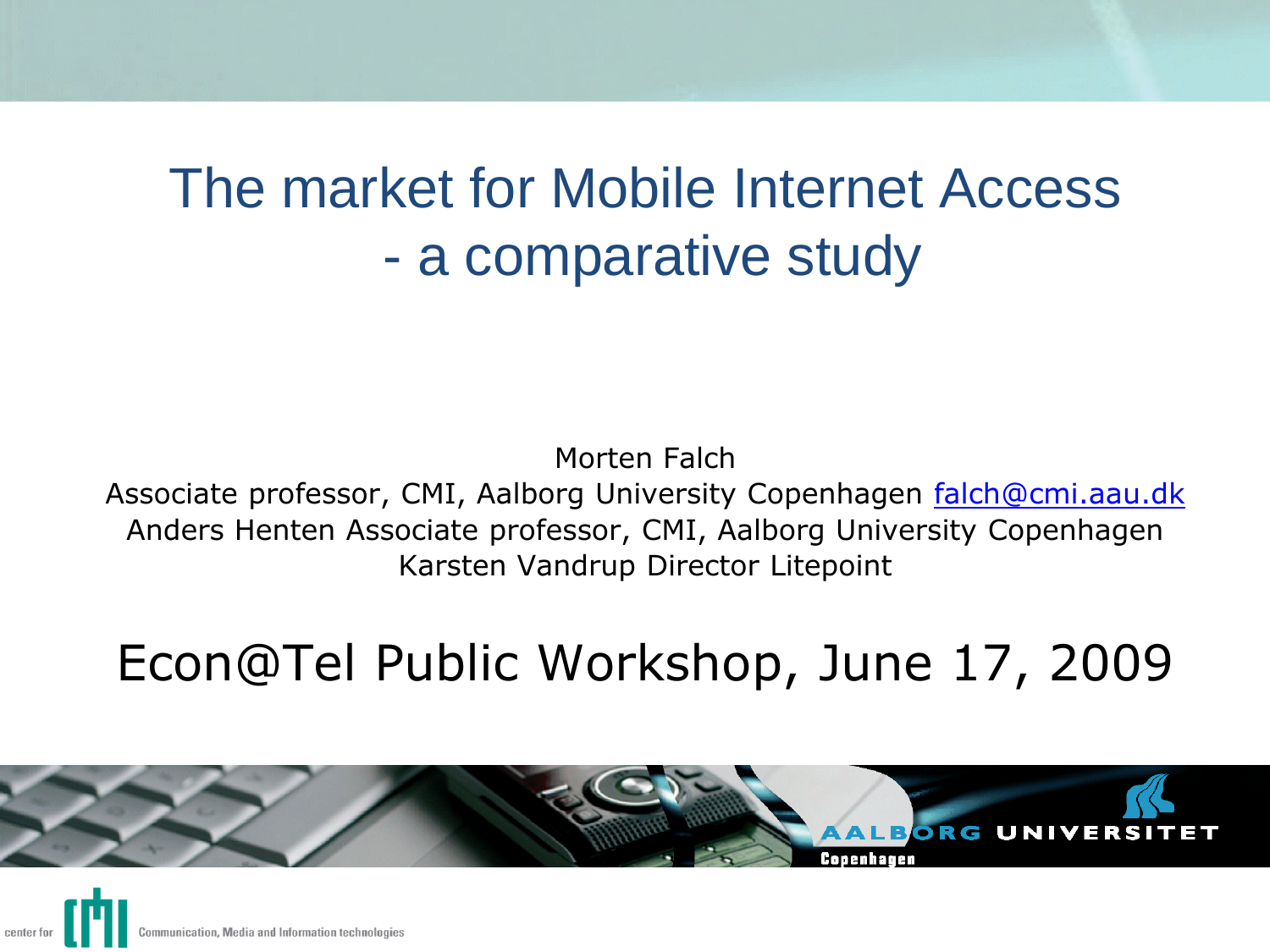# The market for Mobile Internet Access - a comparative study

Morten Falch
Associate professor, CMI, Aalborg University Copenhagen falch@cmi.aau.dk
Anders Henten Associate professor, CMI, Aalborg University Copenhagen
Karsten Vandrup Director Litepoint

Econ@Tel Public Workshop, June 17, 2009

AALBORG UNIVERSITET
Copenhagen

center for CMI Communication, Media and Information technologies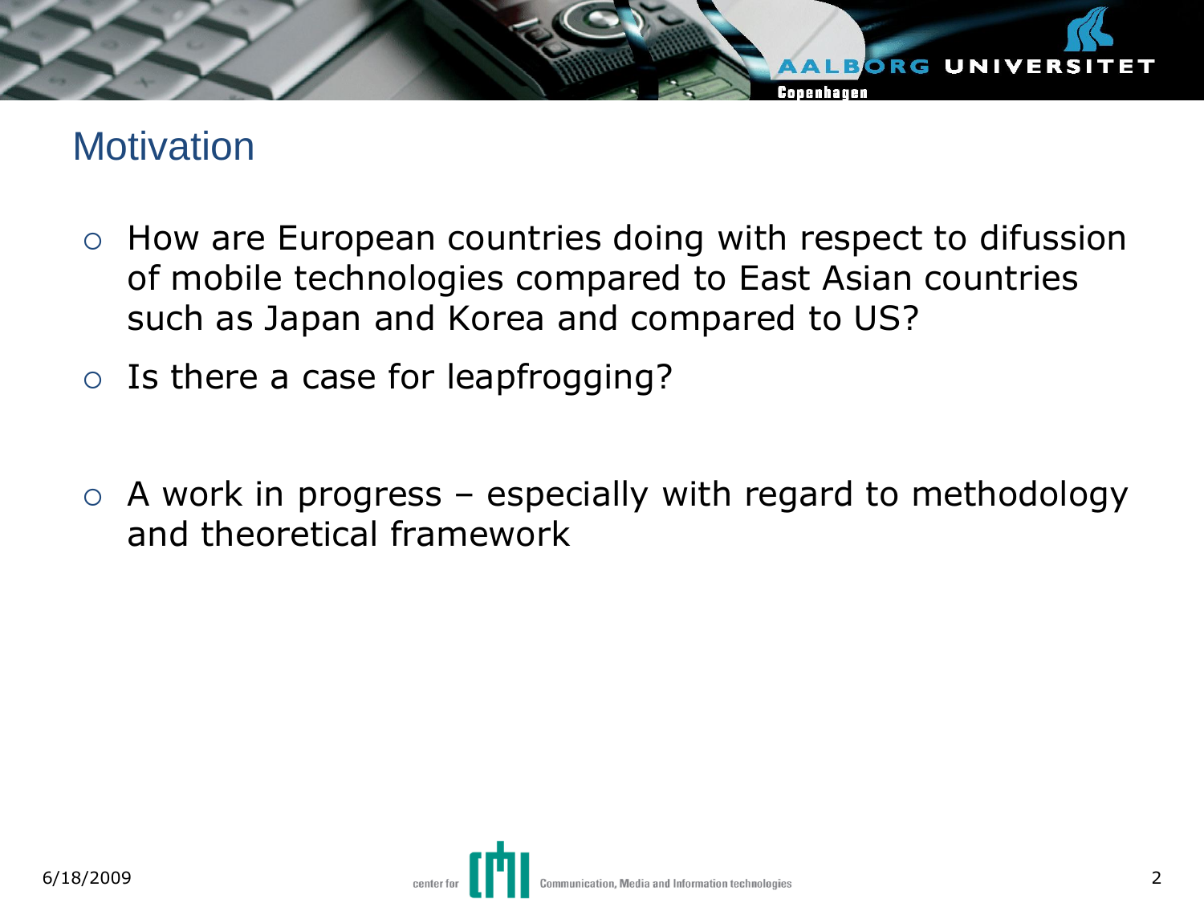## Motivation

- How are European countries doing with respect to difusion of mobile technologies compared to East Asian countries such as Japan and Korea and compared to US?
- Is there a case for leapfrogging?

- A work in progress – especially with regard to methodology and theoretical framework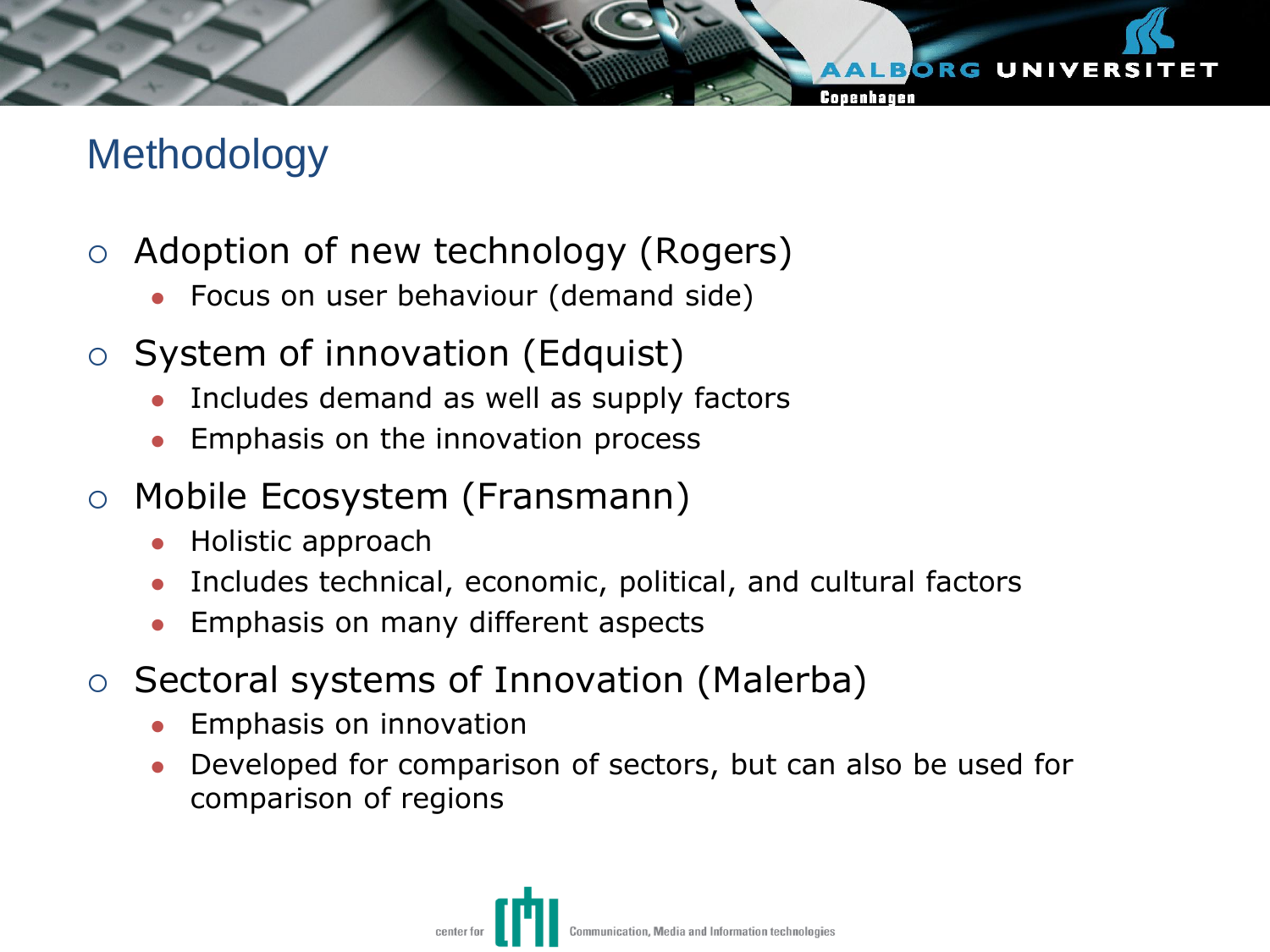# Methodology

- Adoption of new technology (Rogers)
  - Focus on user behaviour (demand side)
- System of innovation (Edquist)
  - Includes demand as well as supply factors
  - Emphasis on the innovation process
- Mobile Ecosystem (Fransmann)
  - Holistic approach
  - Includes technical, economic, political, and cultural factors
  - Emphasis on many different aspects
- Sectoral systems of Innovation (Malerba)
  - Emphasis on innovation
  - Developed for comparison of sectors, but can also be used for comparison of regions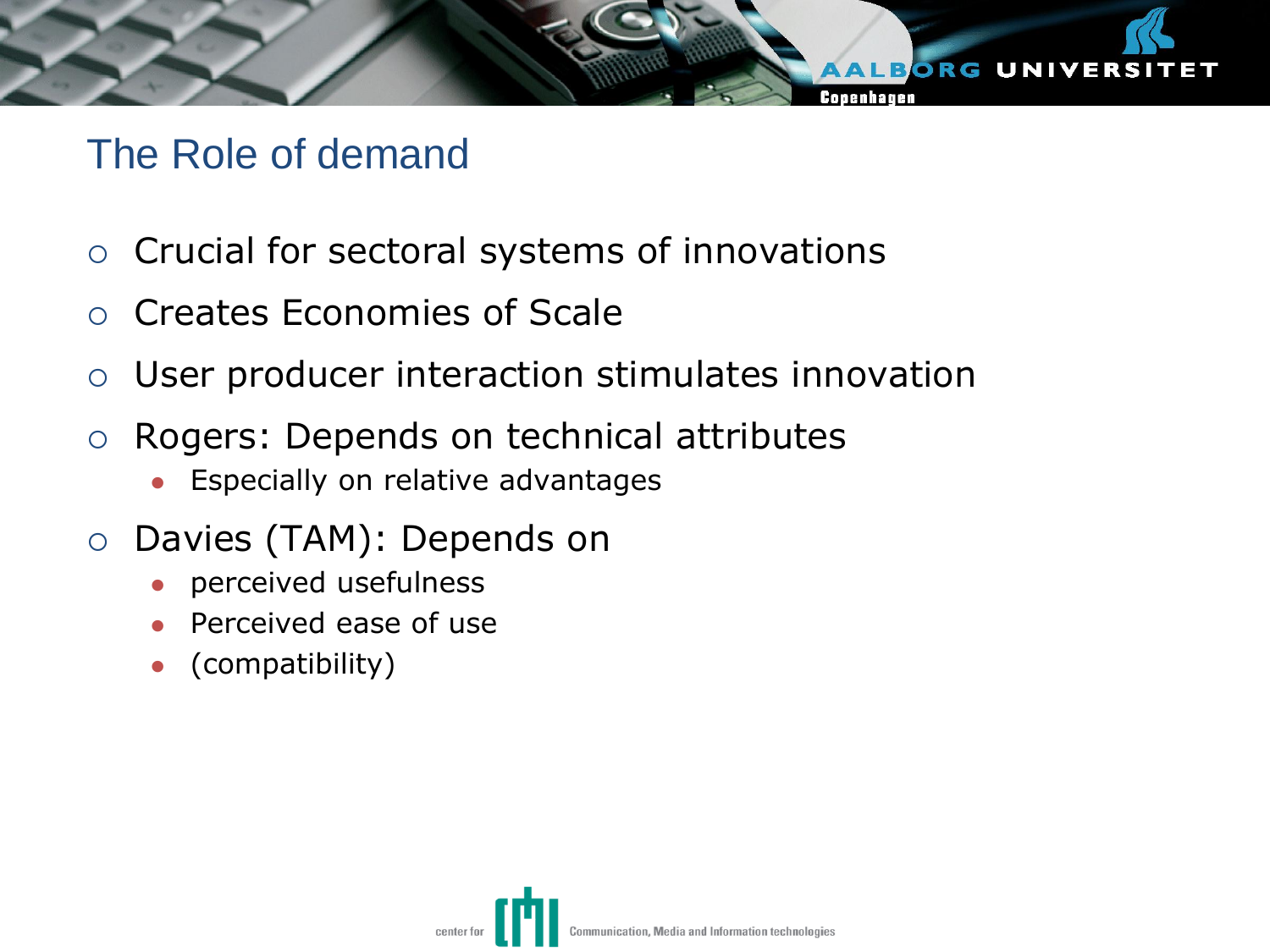# The Role of demand

- Crucial for sectoral systems of innovations
- Creates Economies of Scale
- User producer interaction stimulates innovation
- Rogers: Depends on technical attributes
  - Especially on relative advantages
- Davies (TAM): Depends on
  - perceived usefulness
  - Perceived ease of use
  - (compatibility)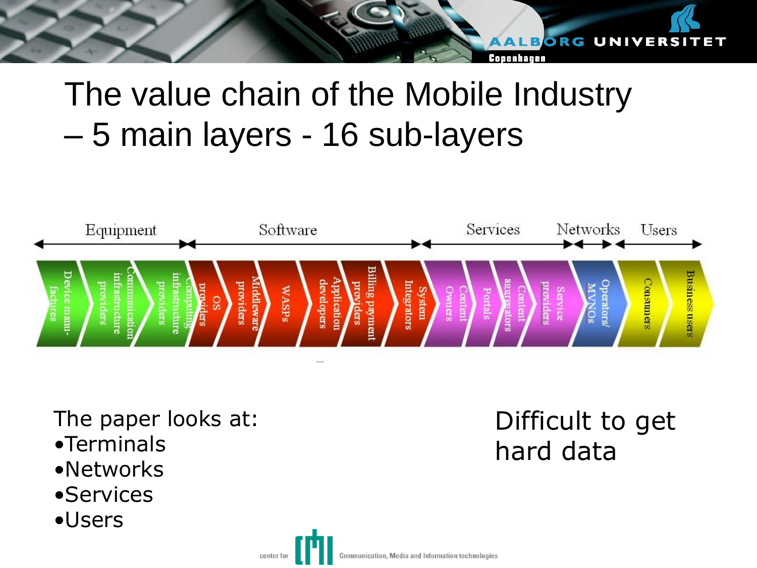# The value chain of the Mobile Industry – 5 main layers - 16 sub-layers

| Equipment | | | Software | | | | | | Services | | | | Networks | Users | |
|---|---|---|---|---|---|---|---|---|---|---|---|---|---|---|---|
| Device manufactures | Communication infrastructure providers | Computing infrastructure providers | OS providers | Middleware providers | WASPs | Application developers | Billing payment providers | System Integrators | Content Owners | Portals | Content aggregators | Service providers | Operators/ MVNOs | Consumers | Business users |

The paper looks at:

- Terminals
- Networks
- Services
- Users

Difficult to get hard data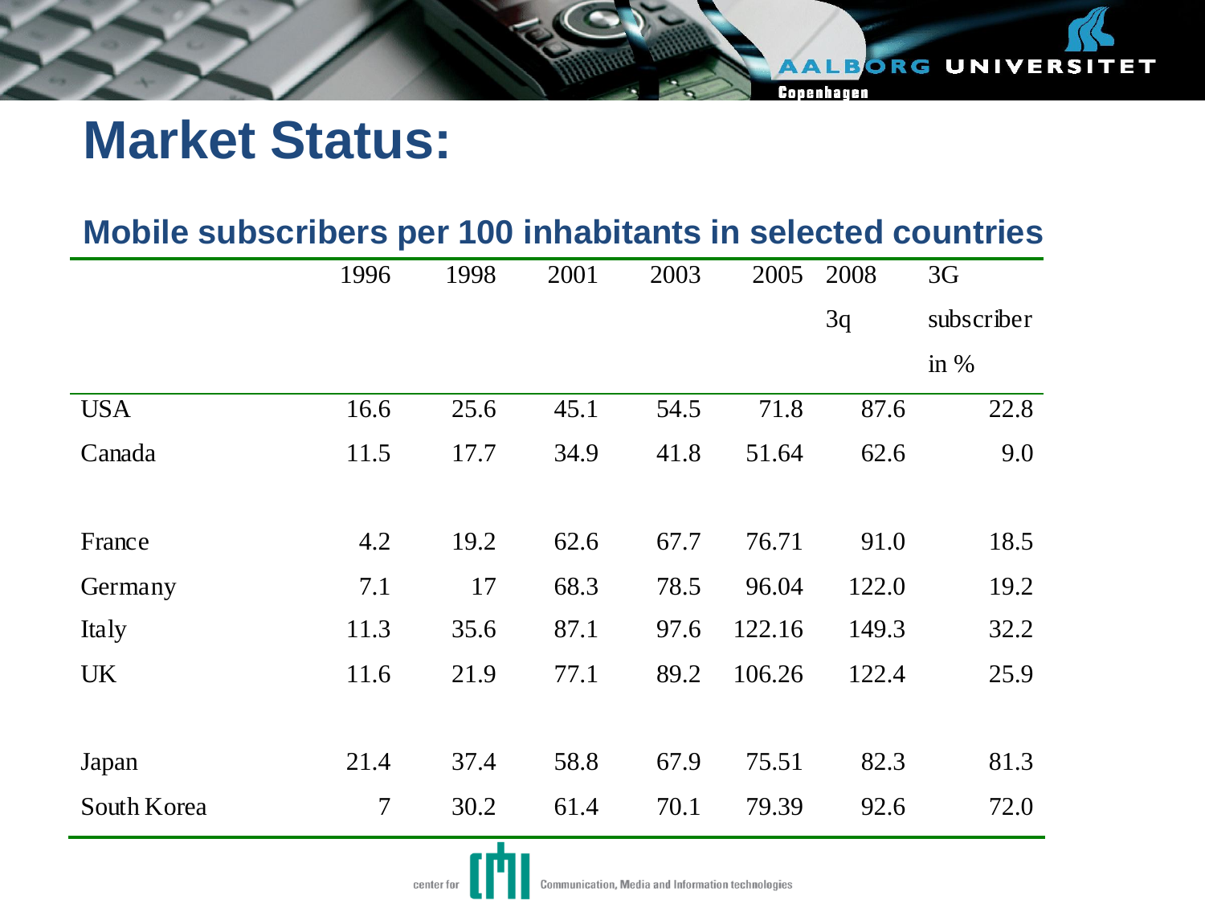# Market Status:

## Mobile subscribers per 100 inhabitants in selected countries

| | 1996 | 1998 | 2001 | 2003 | 2005 | 2008 3q | 3G subscriber in % |
|---|---|---|---|---|---|---|---|
| USA | 16.6 | 25.6 | 45.1 | 54.5 | 71.8 | 87.6 | 22.8 |
| Canada | 11.5 | 17.7 | 34.9 | 41.8 | 51.64 | 62.6 | 9.0 |
| France | 4.2 | 19.2 | 62.6 | 67.7 | 76.71 | 91.0 | 18.5 |
| Germany | 7.1 | 17 | 68.3 | 78.5 | 96.04 | 122.0 | 19.2 |
| Italy | 11.3 | 35.6 | 87.1 | 97.6 | 122.16 | 149.3 | 32.2 |
| UK | 11.6 | 21.9 | 77.1 | 89.2 | 106.26 | 122.4 | 25.9 |
| Japan | 21.4 | 37.4 | 58.8 | 67.9 | 75.51 | 82.3 | 81.3 |
| South Korea | 7 | 30.2 | 61.4 | 70.1 | 79.39 | 92.6 | 72.0 |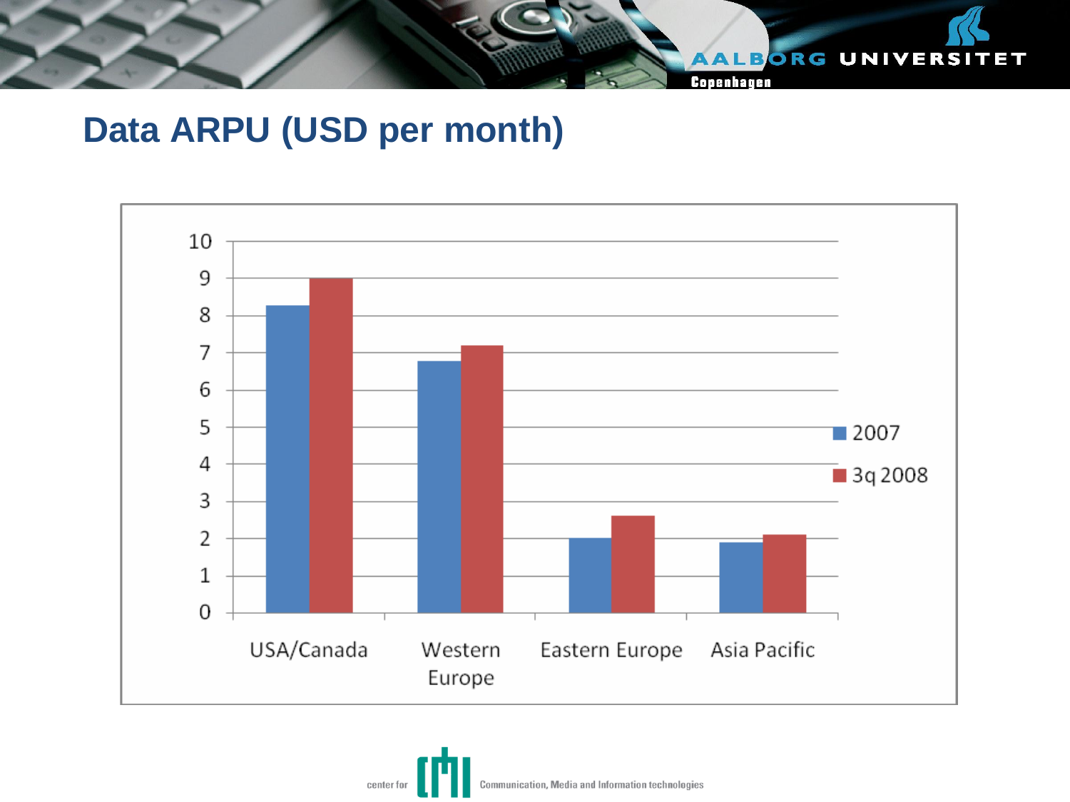# Data ARPU (USD per month)

| | 2007 | 3q 2008 |
|---|---|---|
| USA/Canada | 8.3 | 9.0 |
| Western Europe | 6.8 | 7.2 |
| Eastern Europe | 2.0 | 2.6 |
| Asia Pacific | 1.9 | 2.1 |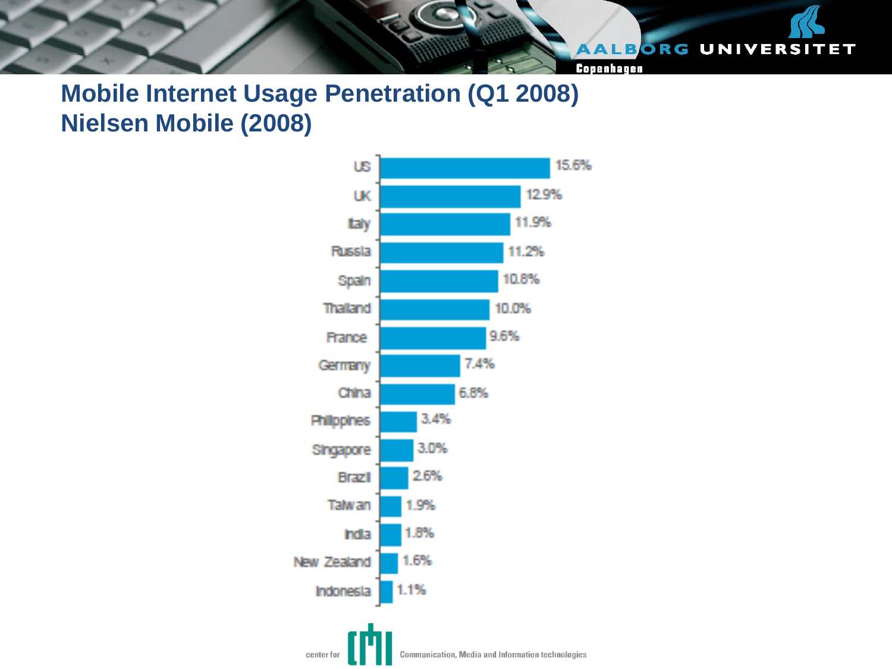# Mobile Internet Usage Penetration (Q1 2008)
# Nielsen Mobile (2008)

| Country | Penetration |
| --- | --- |
| US | 15.6% |
| UK | 12.9% |
| Italy | 11.9% |
| Russia | 11.2% |
| Spain | 10.8% |
| Thailand | 10.0% |
| France | 9.6% |
| Germany | 7.4% |
| China | 6.8% |
| Philippines | 3.4% |
| Singapore | 3.0% |
| Brazil | 2.6% |
| Taiwan | 1.9% |
| India | 1.8% |
| New Zealand | 1.6% |
| Indonesia | 1.1% |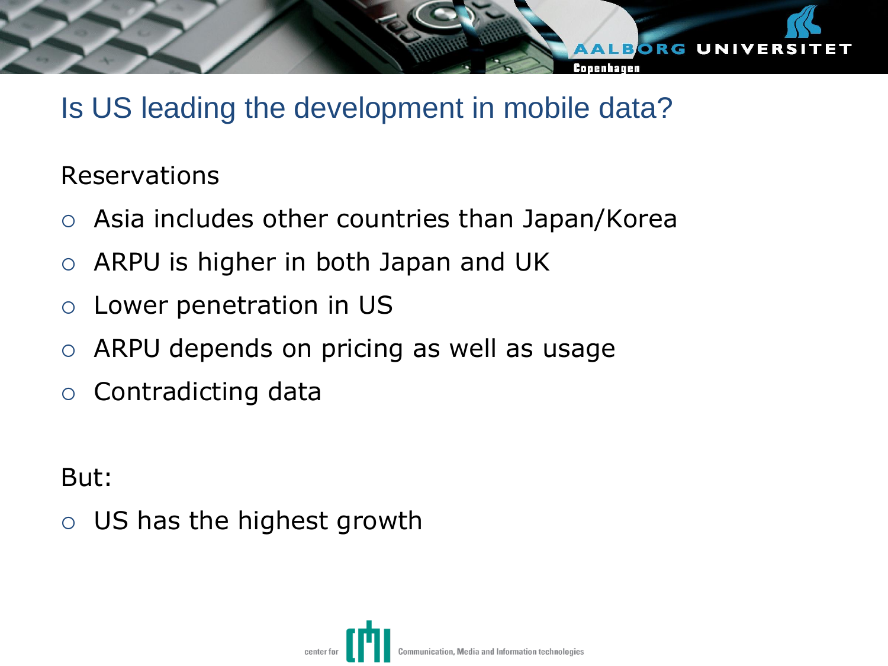# Is US leading the development in mobile data?

Reservations

- Asia includes other countries than Japan/Korea
- ARPU is higher in both Japan and UK
- Lower penetration in US
- ARPU depends on pricing as well as usage
- Contradicting data

But:

- US has the highest growth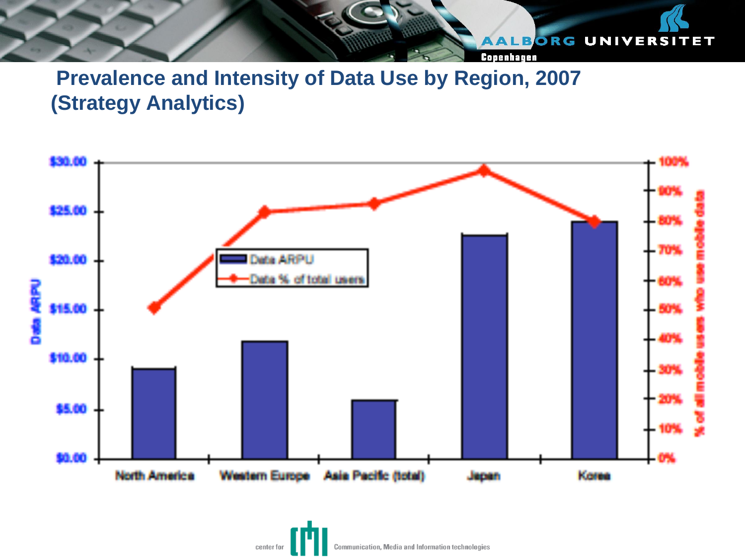# Prevalence and Intensity of Data Use by Region, 2007 (Strategy Analytics)

| Region | Data ARPU | Data % of total users |
| --- | --- | --- |
| North America | $9.2 | 51% |
| Western Europe | $11.9 | 83% |
| Asia Pacific (total) | $6.0 | 86% |
| Japan | $22.7 | 97% |
| Korea | $24.0 | 80% |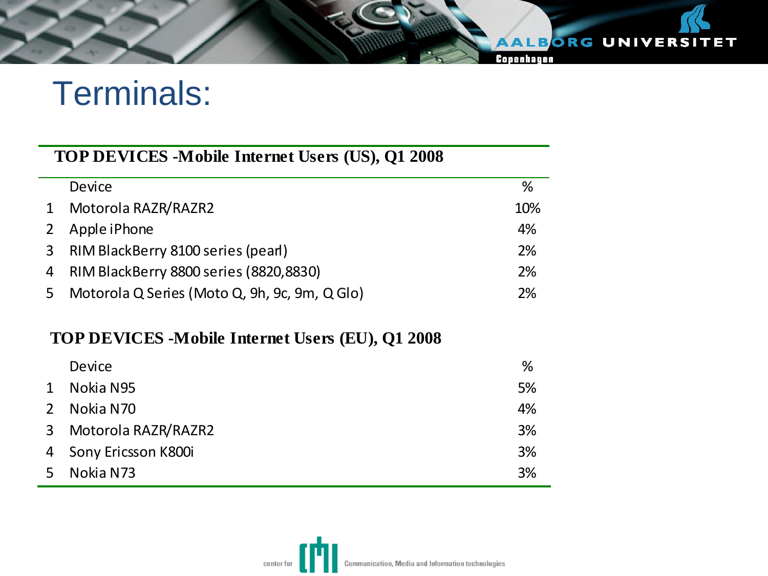# Terminals:

**TOP DEVICES -Mobile Internet Users (US), Q1 2008**

| | Device | % |
|---|---|---|
| 1 | Motorola RAZR/RAZR2 | 10% |
| 2 | Apple iPhone | 4% |
| 3 | RIM BlackBerry 8100 series (pearl) | 2% |
| 4 | RIM BlackBerry 8800 series (8820,8830) | 2% |
| 5 | Motorola Q Series (Moto Q, 9h, 9c, 9m, Q Glo) | 2% |

**TOP DEVICES -Mobile Internet Users (EU), Q1 2008**

| | Device | % |
|---|---|---|
| 1 | Nokia N95 | 5% |
| 2 | Nokia N70 | 4% |
| 3 | Motorola RAZR/RAZR2 | 3% |
| 4 | Sony Ericsson K800i | 3% |
| 5 | Nokia N73 | 3% |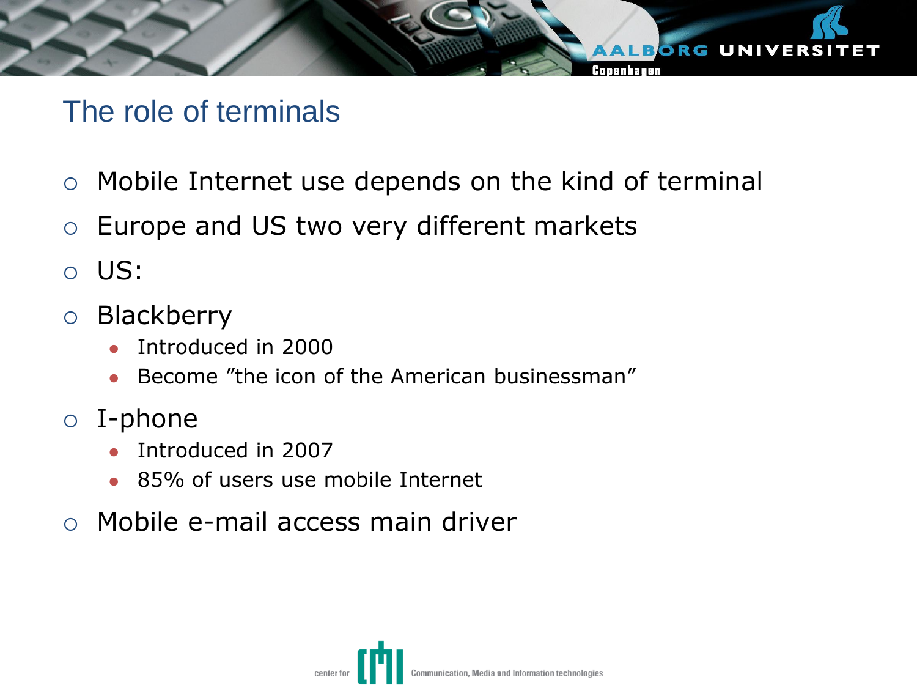# The role of terminals

- Mobile Internet use depends on the kind of terminal
- Europe and US two very different markets
- US:
- Blackberry
  - Introduced in 2000
  - Become ”the icon of the American businessman”
- I-phone
  - Introduced in 2007
  - 85% of users use mobile Internet
- Mobile e-mail access main driver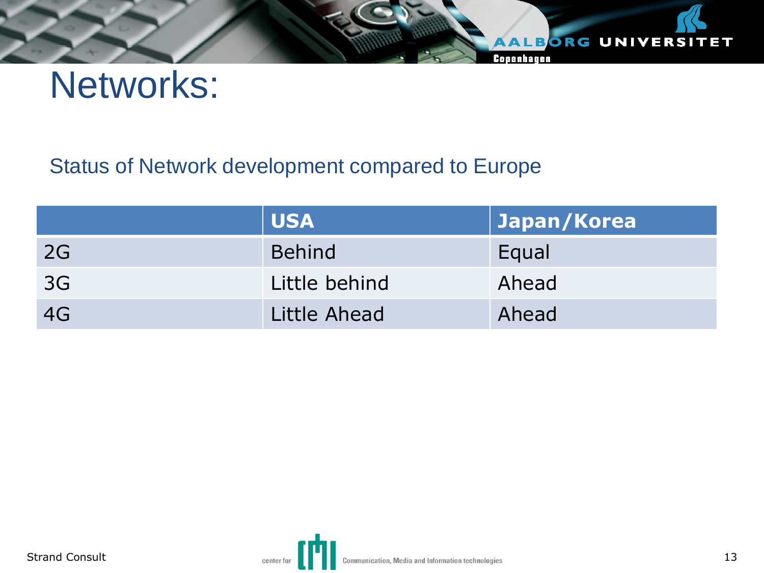# Networks:

Status of Network development compared to Europe

| | USA | Japan/Korea |
|---|---|---|
| 2G | Behind | Equal |
| 3G | Little behind | Ahead |
| 4G | Little Ahead | Ahead |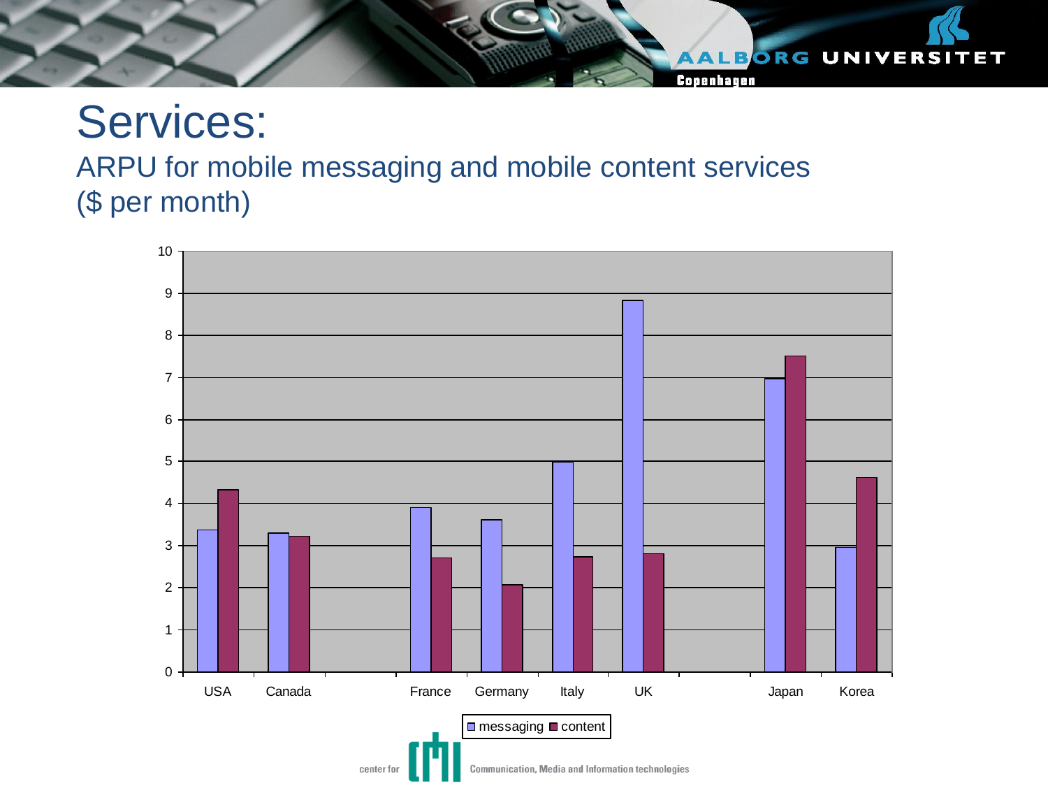# Services:

## ARPU for mobile messaging and mobile content services ($ per month)

| Country | messaging | content |
|---|---|---|
| USA | 3.4 | 4.3 |
| Canada | 3.3 | 3.2 |
| France | 3.9 | 2.7 |
| Germany | 3.6 | 2.1 |
| Italy | 5.0 | 2.7 |
| UK | 8.8 | 2.8 |
| Japan | 7.0 | 7.5 |
| Korea | 3.0 | 4.6 |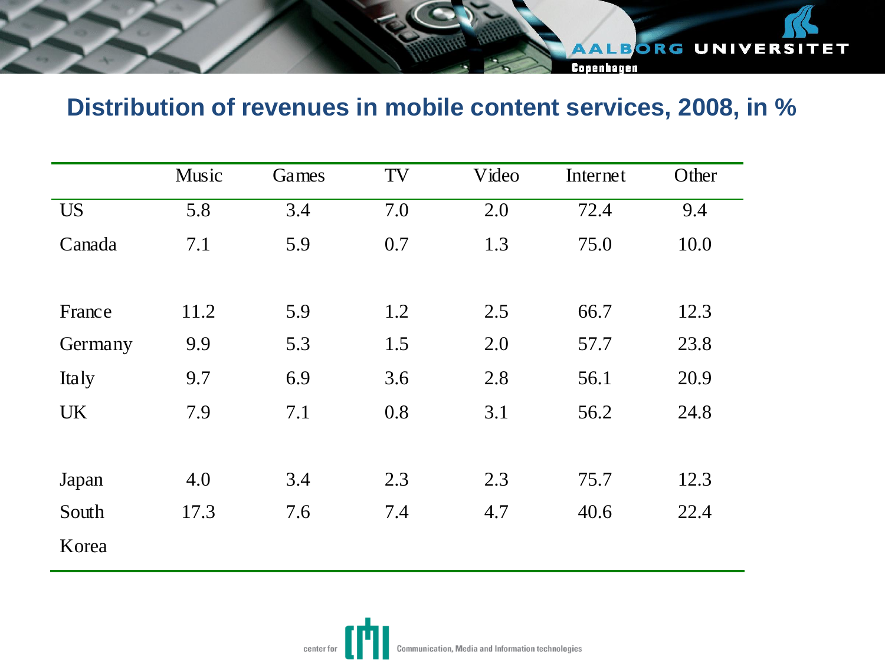## Distribution of revenues in mobile content services, 2008, in %

| | Music | Games | TV | Video | Internet | Other |
|---|---|---|---|---|---|---|
| US | 5.8 | 3.4 | 7.0 | 2.0 | 72.4 | 9.4 |
| Canada | 7.1 | 5.9 | 0.7 | 1.3 | 75.0 | 10.0 |
| | | | | | | |
| France | 11.2 | 5.9 | 1.2 | 2.5 | 66.7 | 12.3 |
| Germany | 9.9 | 5.3 | 1.5 | 2.0 | 57.7 | 23.8 |
| Italy | 9.7 | 6.9 | 3.6 | 2.8 | 56.1 | 20.9 |
| UK | 7.9 | 7.1 | 0.8 | 3.1 | 56.2 | 24.8 |
| | | | | | | |
| Japan | 4.0 | 3.4 | 2.3 | 2.3 | 75.7 | 12.3 |
| South Korea | 17.3 | 7.6 | 7.4 | 4.7 | 40.6 | 22.4 |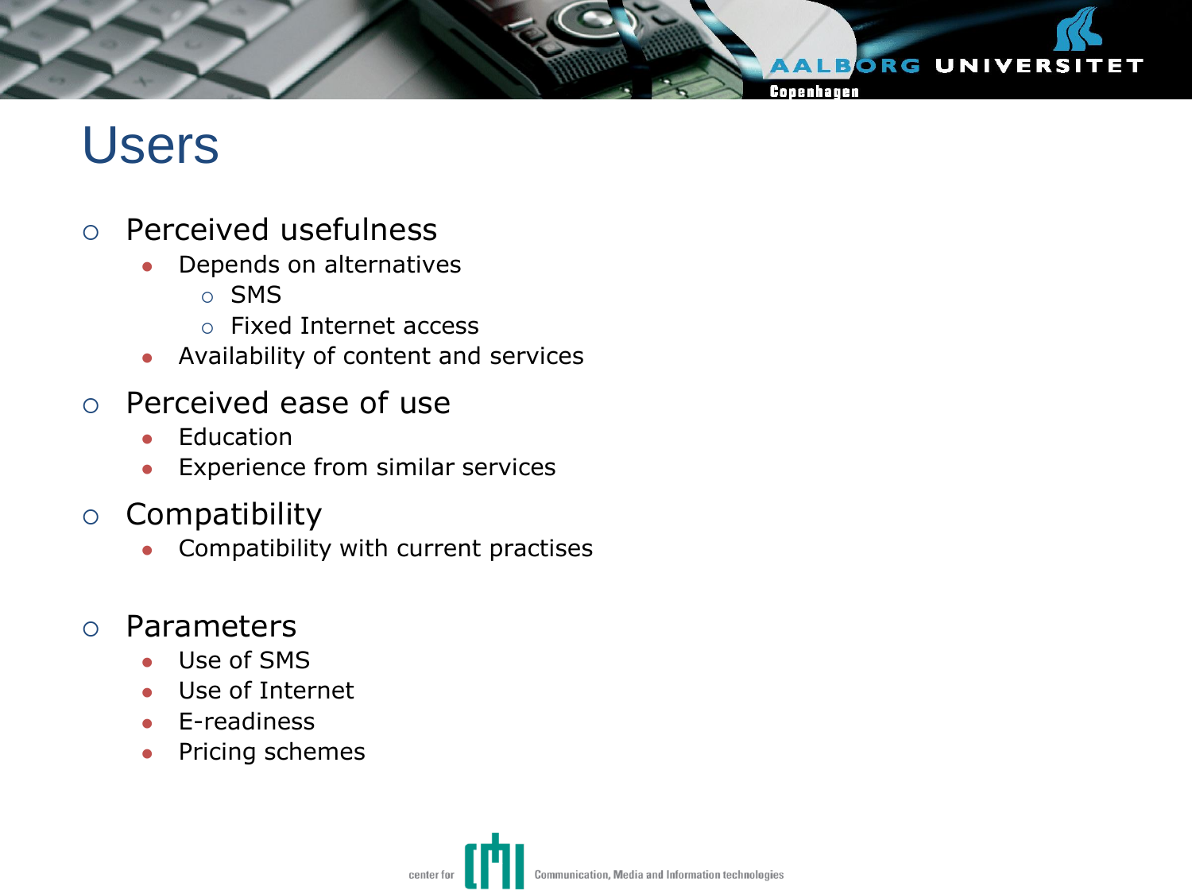# Users

- Perceived usefulness
  - Depends on alternatives
    - SMS
    - Fixed Internet access
  - Availability of content and services
- Perceived ease of use
  - Education
  - Experience from similar services
- Compatibility
  - Compatibility with current practises
- Parameters
  - Use of SMS
  - Use of Internet
  - E-readiness
  - Pricing schemes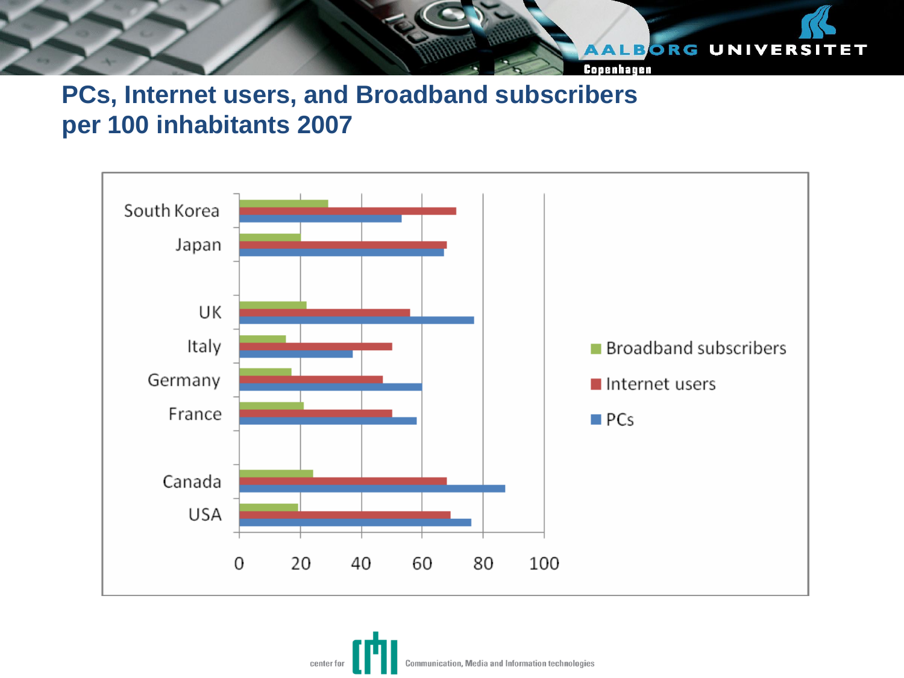## PCs, Internet users, and Broadband subscribers per 100 inhabitants 2007

| Country | Broadband subscribers | Internet users | PCs |
|---|---|---|---|
| South Korea | 29 | 71 | 53 |
| Japan | 20 | 68 | 67 |
| UK | 22 | 56 | 77 |
| Italy | 15 | 50 | 37 |
| Germany | 17 | 47 | 60 |
| France | 21 | 50 | 58 |
| Canada | 24 | 68 | 87 |
| USA | 19 | 69 | 76 |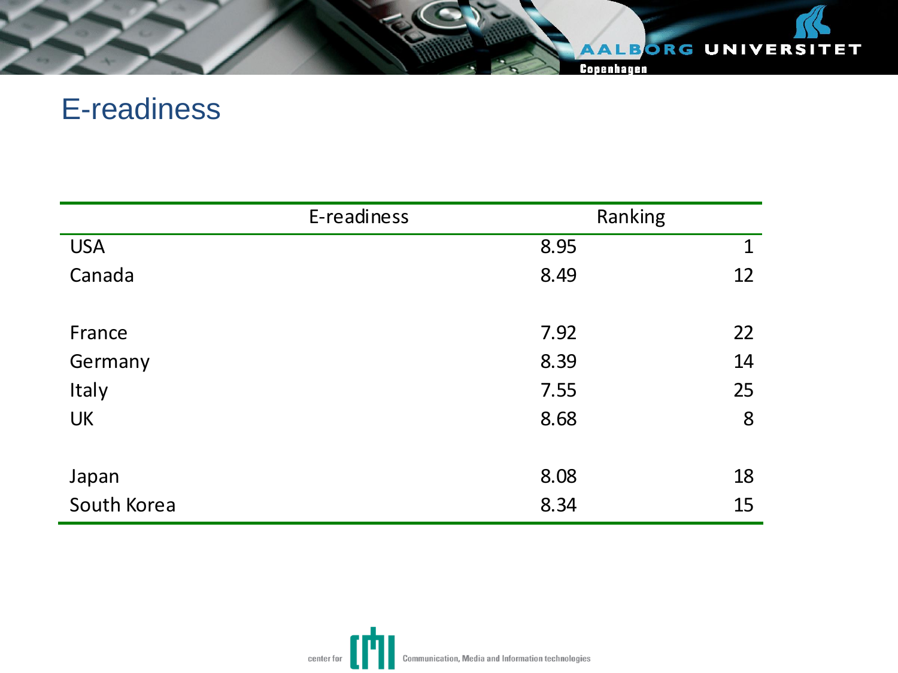# E-readiness

| | E-readiness | Ranking |
|---|---|---|
| USA | 8.95 | 1 |
| Canada | 8.49 | 12 |
| | | |
| France | 7.92 | 22 |
| Germany | 8.39 | 14 |
| Italy | 7.55 | 25 |
| UK | 8.68 | 8 |
| | | |
| Japan | 8.08 | 18 |
| South Korea | 8.34 | 15 |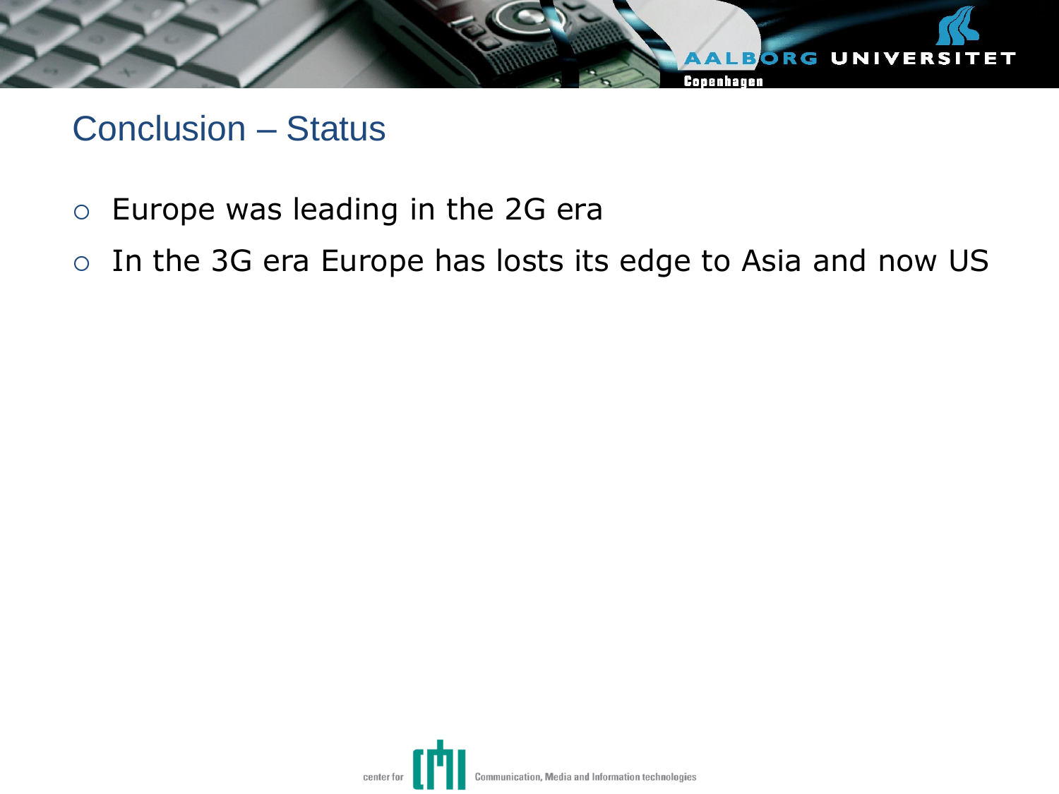## Conclusion – Status

- Europe was leading in the 2G era
- In the 3G era Europe has losts its edge to Asia and now US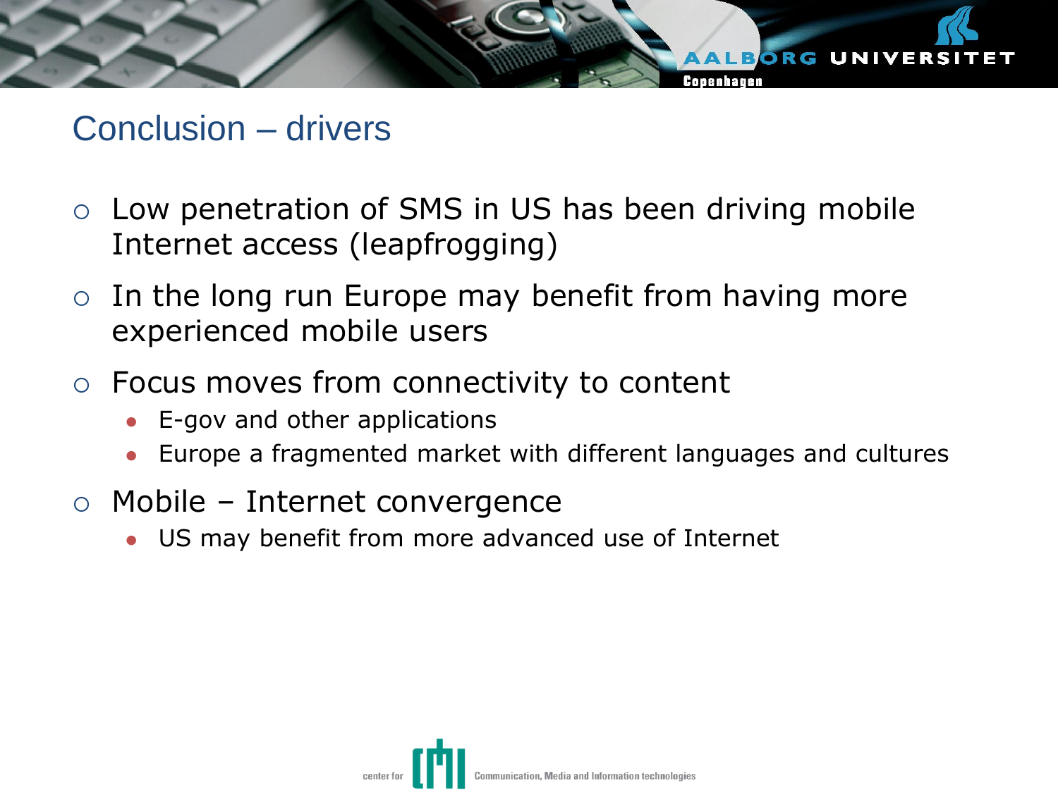# Conclusion – drivers

- Low penetration of SMS in US has been driving mobile Internet access (leapfrogging)
- In the long run Europe may benefit from having more experienced mobile users
- Focus moves from connectivity to content
  - E-gov and other applications
  - Europe a fragmented market with different languages and cultures
- Mobile – Internet convergence
  - US may benefit from more advanced use of Internet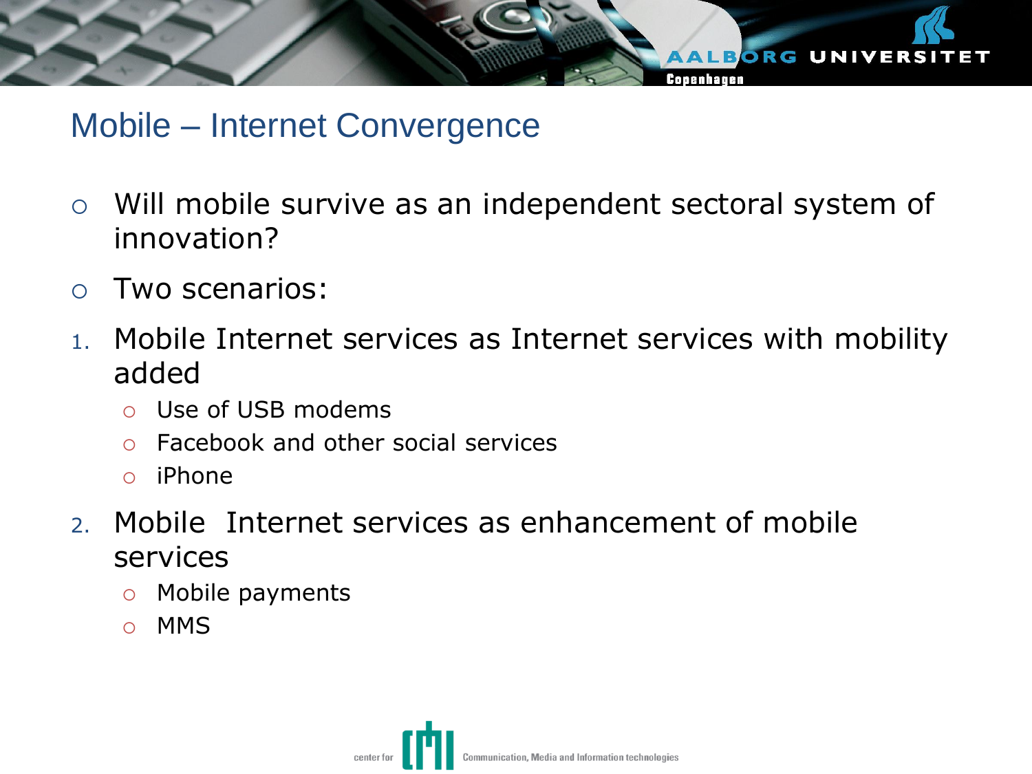# Mobile – Internet Convergence

- Will mobile survive as an independent sectoral system of innovation?
- Two scenarios:

1. Mobile Internet services as Internet services with mobility added
   - Use of USB modems
   - Facebook and other social services
   - iPhone
2. Mobile Internet services as enhancement of mobile services
   - Mobile payments
   - MMS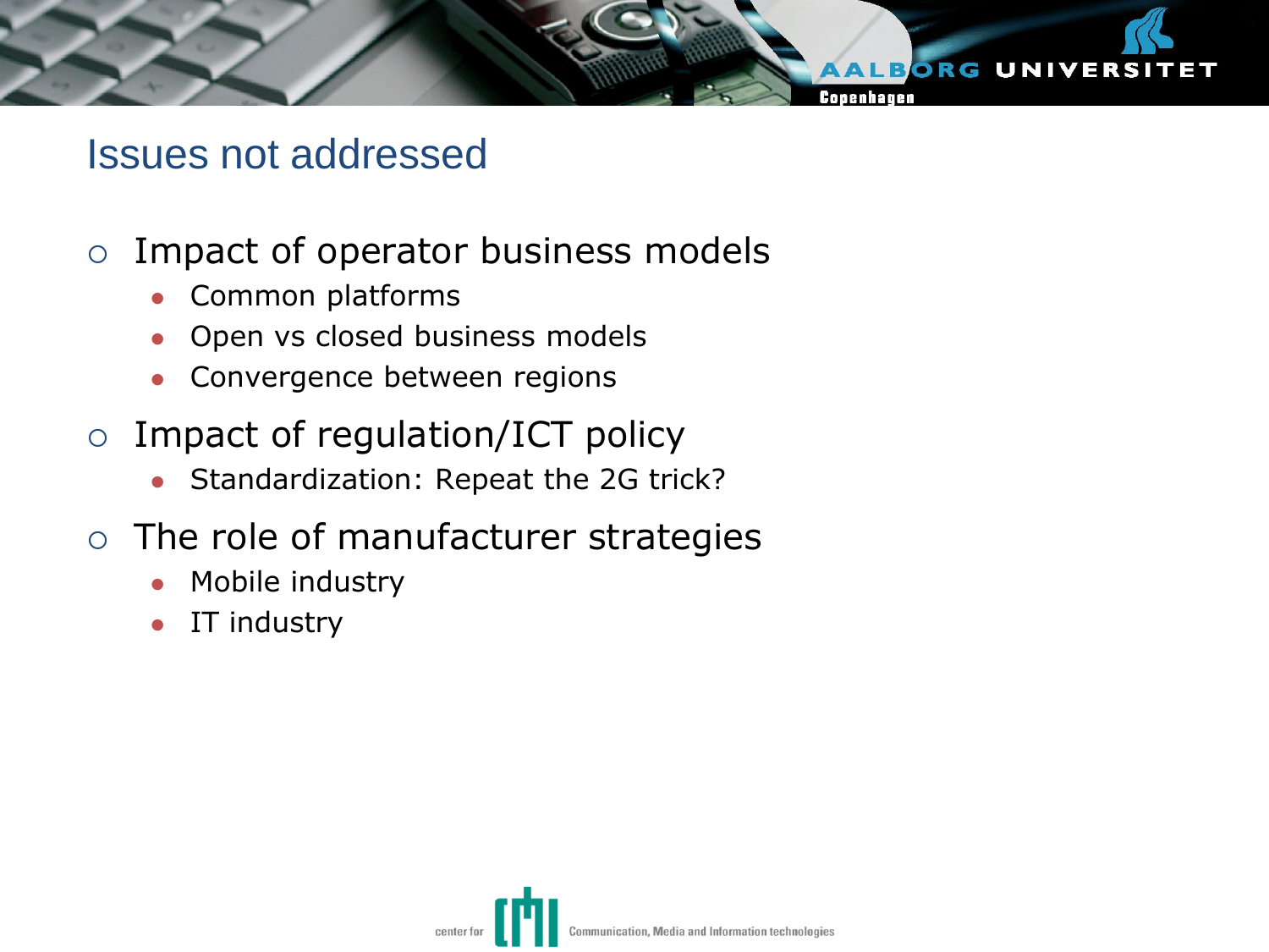# Issues not addressed

- Impact of operator business models
  - Common platforms
  - Open vs closed business models
  - Convergence between regions
- Impact of regulation/ICT policy
  - Standardization: Repeat the 2G trick?
- The role of manufacturer strategies
  - Mobile industry
  - IT industry